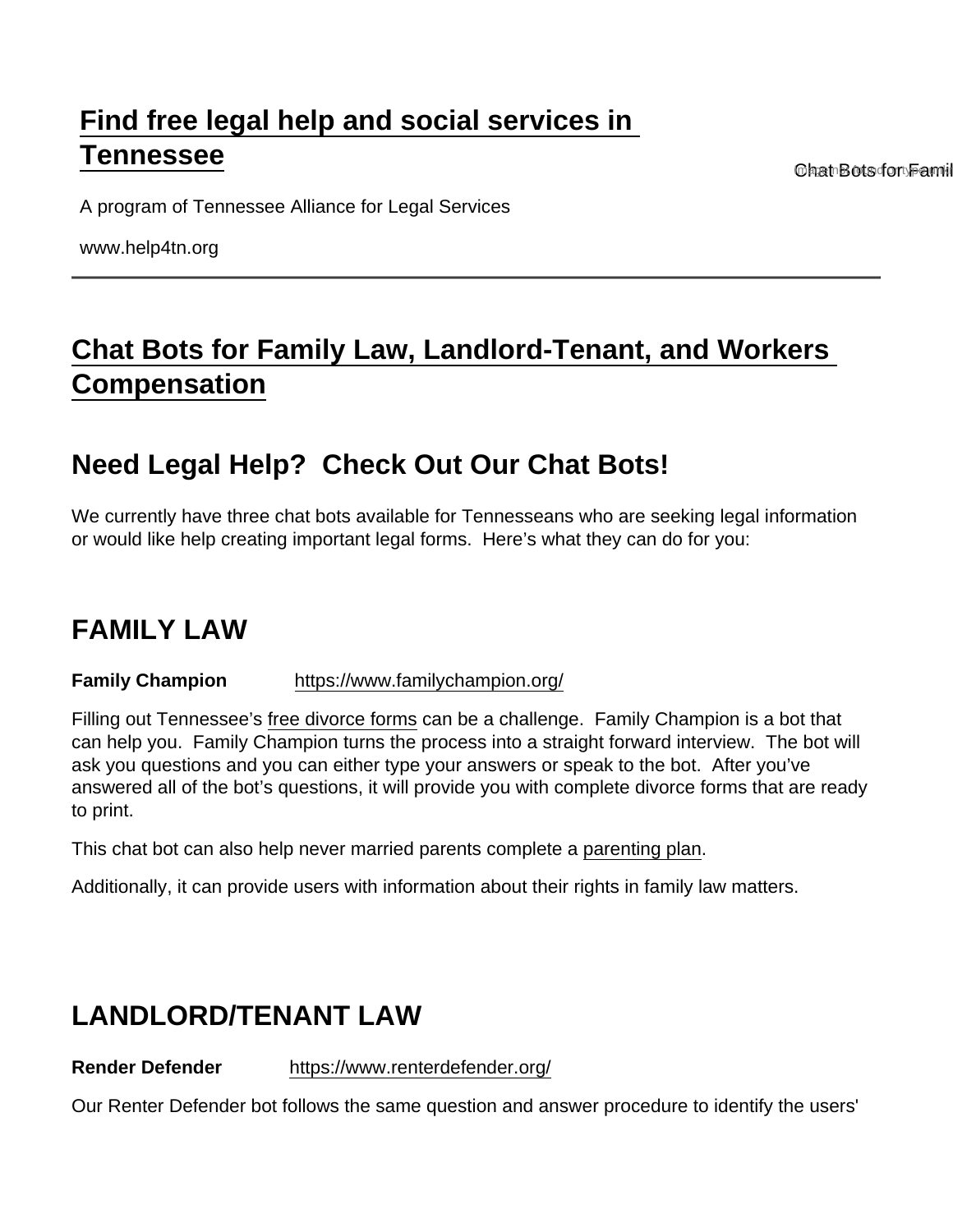[Find free legal help and social services in Tennessee](https://www.help4tn.org)

A program of Tennessee Alliance for Legal Services

www.help4tn.org

# Chat Bots for Family Law, Landlord-Tenant, and Workers Compensation

## Need Legal Help? Check Out Our Chat Bots!

We currently have three chat bots available for Tennesseans who are seeking legal information or would like help creating important legal forms. Here's what they can do for you:

## FAMILY LAW

**Family Champion** https://www.familychampion.org/

Filling out Tennessee's free divorce forms can be a challenge. Family Champion is a bot that can help you. Family Champion turns the process into a straight forward interview. The bot will ask you questions and you can either type your answers or speak to the bot. After you've answered all of the bot's questions, it will provide you with complete divorce forms that are ready to print.

This chat bot can also help never married parents complete a parenting plan.

Additionally, it can provide users with information about their rights in family law matters.

## LANDLORD/TENANT LAW

**Render Defender** https://www.renterdefender.org/

Our Renter Defender bot follows the same question and answer procedure to identify the users'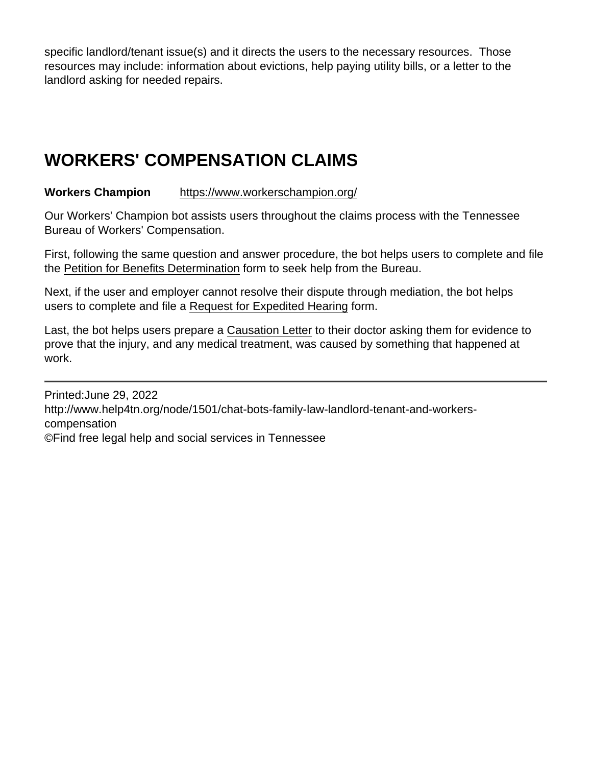specific landlord/tenant issue(s) and it directs the users to the necessary resources. Those resources may include: information about evictions, help paying utility bills, or a letter to the landlord asking for needed repairs.

## WORKERS' COMPENSATION CLAIMS

**Workers Champion** https://www.workerschampion.org/

Our Workers' Champion bot assists users throughout the claims process with the Tennessee Bureau of Workers' Compensation.

First, following the same question and answer procedure, the bot helps users to complete and file the Petition for Benefits Determination form to seek help from the Bureau.

Next, if the user and employer cannot resolve their dispute through mediation, the bot helps users to complete and file a Request for Expedited Hearing form.

Last, the bot helps users prepare a Causation Letter to their doctor asking them for evidence to prove that the injury, and any medical treatment, was caused by something that happened at work.

---

Printed:June 29, 2022
http://www.help4tn.org/node/1501/chat-bots-family-law-landlord-tenant-and-workers-compensation
©Find free legal help and social services in Tennessee